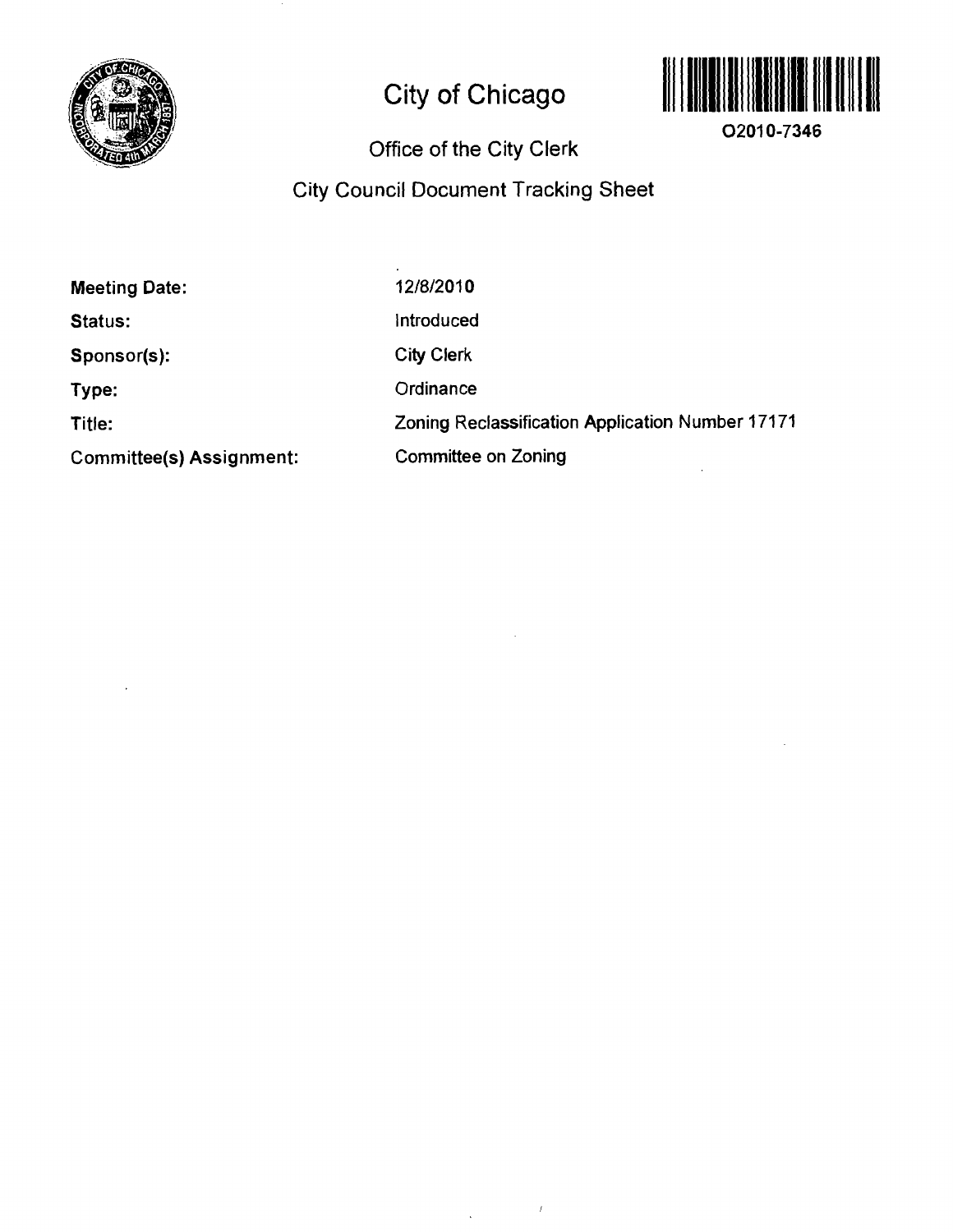# City of Chicago

O2010-7346

## Office of the City Clerk

## City Council Document Tracking Sheet

| | |
|---|---|
| **Meeting Date:** | 12/8/2010 |
| **Status:** | Introduced |
| **Sponsor(s):** | City Clerk |
| **Type:** | Ordinance |
| **Title:** | Zoning Reclassification Application Number 17171 |
| **Committee(s) Assignment:** | Committee on Zoning |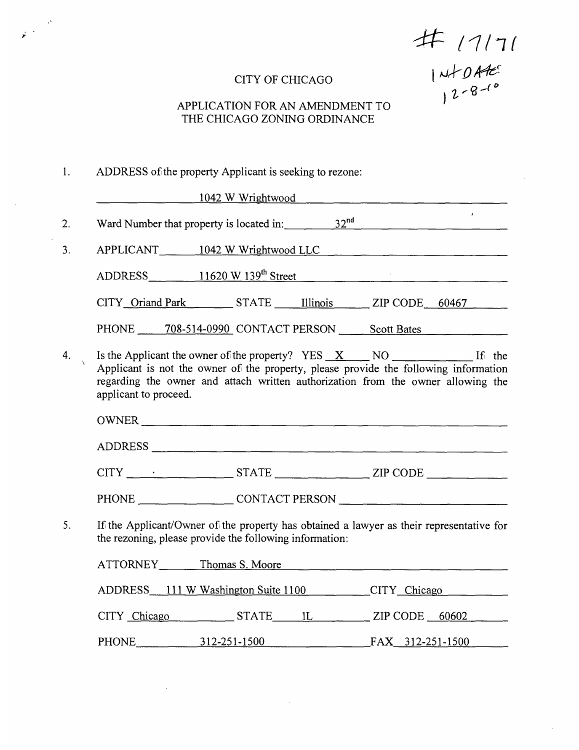# 17171
INT DATE: 12-8-10

CITY OF CHICAGO

APPLICATION FOR AN AMENDMENT TO THE CHICAGO ZONING ORDINANCE

1. ADDRESS of the property Applicant is seeking to rezone:

   1042 W Wrightwood

2. Ward Number that property is located in: 32nd

3. APPLICANT 1042 W Wrightwood LLC

   ADDRESS 11620 W 139th Street

   CITY Oriand Park STATE Illinois ZIP CODE 60467

   PHONE 708-514-0990 CONTACT PERSON Scott Bates

4. Is the Applicant the owner of the property? YES X NO ______ If the Applicant is not the owner of the property, please provide the following information regarding the owner and attach written authorization from the owner allowing the applicant to proceed.

   OWNER ______

   ADDRESS ______

   CITY ______ STATE ______ ZIP CODE ______

   PHONE ______ CONTACT PERSON ______

5. If the Applicant/Owner of the property has obtained a lawyer as their representative for the rezoning, please provide the following information:

   ATTORNEY Thomas S. Moore

   ADDRESS 111 W Washington Suite 1100 CITY Chicago

   CITY Chicago STATE IL ZIP CODE 60602

   PHONE 312-251-1500 FAX 312-251-1500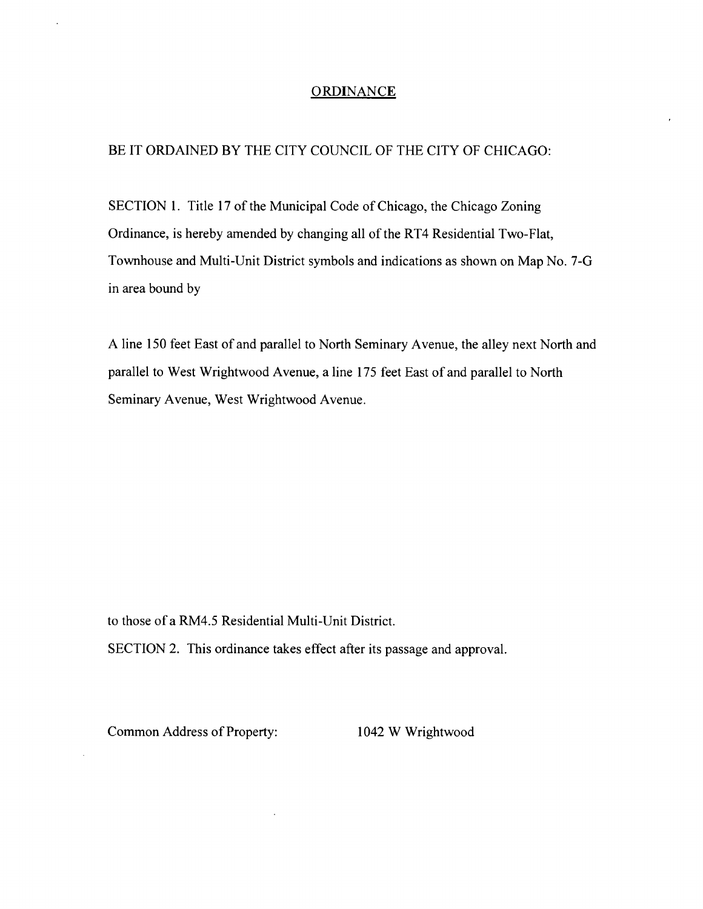# ORDINANCE

BE IT ORDAINED BY THE CITY COUNCIL OF THE CITY OF CHICAGO:

SECTION 1. Title 17 of the Municipal Code of Chicago, the Chicago Zoning Ordinance, is hereby amended by changing all of the RT4 Residential Two-Flat, Townhouse and Multi-Unit District symbols and indications as shown on Map No. 7-G in area bound by

A line 150 feet East of and parallel to North Seminary Avenue, the alley next North and parallel to West Wrightwood Avenue, a line 175 feet East of and parallel to North Seminary Avenue, West Wrightwood Avenue.

to those of a RM4.5 Residential Multi-Unit District.

SECTION 2. This ordinance takes effect after its passage and approval.

Common Address of Property: 1042 W Wrightwood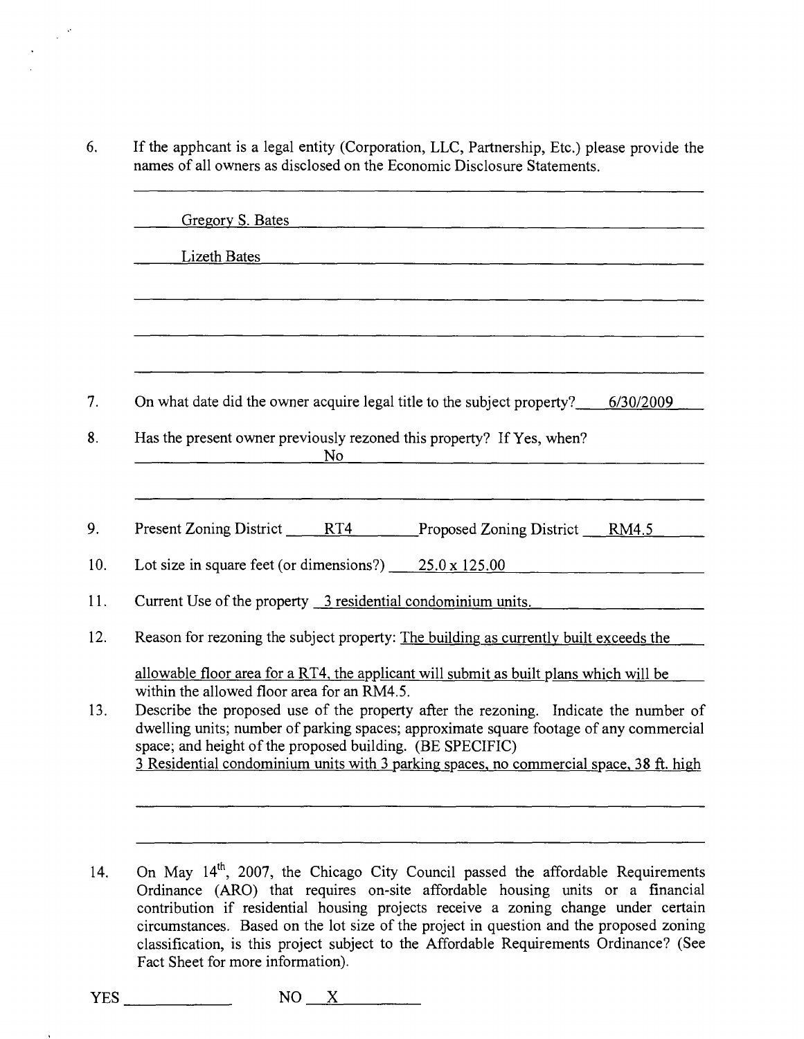6. If the apphcant is a legal entity (Corporation, LLC, Partnership, Etc.) please provide the names of all owners as disclosed on the Economic Disclosure Statements.

   Gregory S. Bates

   Lizeth Bates

7. On what date did the owner acquire legal title to the subject property? 6/30/2009

8. Has the present owner previously rezoned this property? If Yes, when?
   No

9. Present Zoning District RT4 Proposed Zoning District RM4.5

10. Lot size in square feet (or dimensions?) 25.0 x 125.00

11. Current Use of the property 3 residential condominium units.

12. Reason for rezoning the subject property: The building as currently built exceeds the allowable floor area for a RT4, the applicant will submit as built plans which will be within the allowed floor area for an RM4.5.

13. Describe the proposed use of the property after the rezoning. Indicate the number of dwelling units; number of parking spaces; approximate square footage of any commercial space; and height of the proposed building. (BE SPECIFIC)
    3 Residential condominium units with 3 parking spaces, no commercial space, 38 ft. high

14. On May 14th, 2007, the Chicago City Council passed the affordable Requirements Ordinance (ARO) that requires on-site affordable housing units or a financial contribution if residential housing projects receive a zoning change under certain circumstances. Based on the lot size of the project in question and the proposed zoning classification, is this project subject to the Affordable Requirements Ordinance? (See Fact Sheet for more information).

YES ________ NO X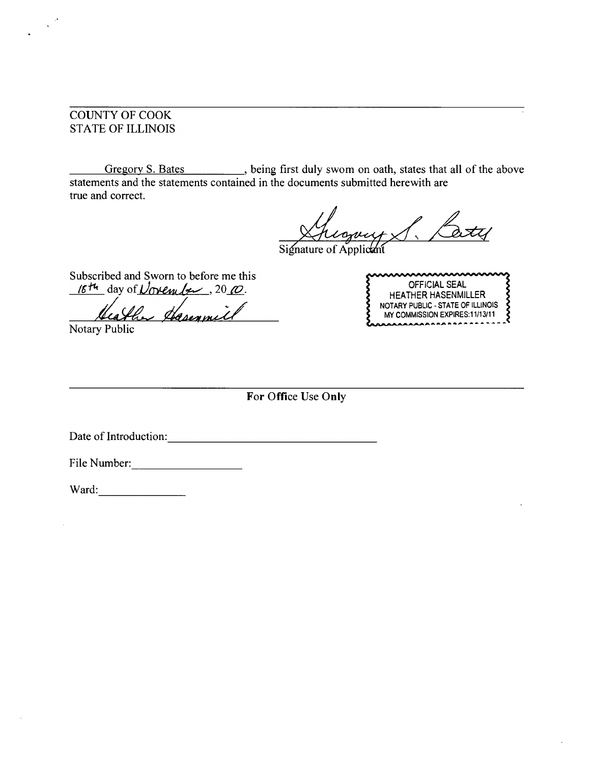COUNTY OF COOK
STATE OF ILLINOIS

Gregory S. Bates, being first duly sworn on oath, states that all of the above statements and the statements contained in the documents submitted herewith are true and correct.

Gregory S. Bates
Signature of Applicant

Subscribed and Sworn to before me this 15th day of November, 2010.

Heather Hasenmiller
Notary Public

OFFICIAL SEAL
HEATHER HASENMILLER
NOTARY PUBLIC - STATE OF ILLINOIS
MY COMMISSION EXPIRES:11/13/11

**For Office Use Only**

Date of Introduction: ____________________

File Number: ____________

Ward: __________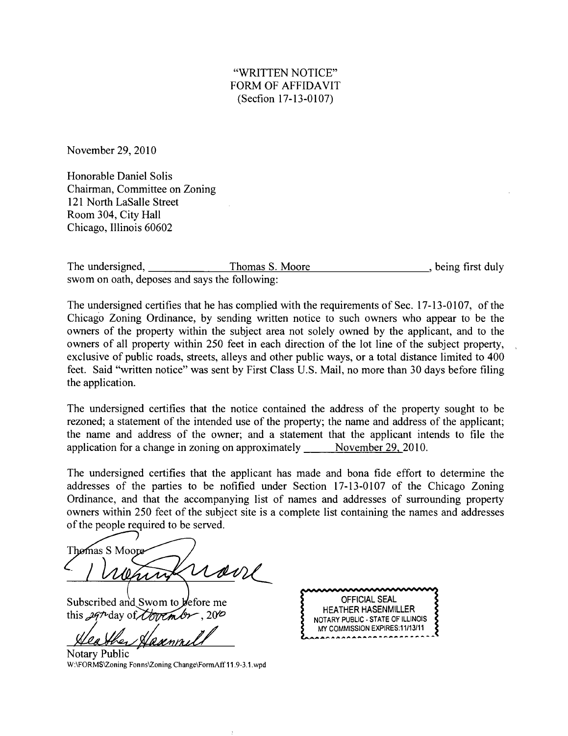"WRITTEN NOTICE"
FORM OF AFFIDAVIT
(Secfion 17-13-0107)

November 29, 2010

Honorable Daniel Solis
Chairman, Committee on Zoning
121 North LaSalle Street
Room 304, City Hall
Chicago, Illinois 60602

The undersigned, ____________ Thomas S. Moore ____________, being first duly swom on oath, deposes and says the following:

The undersigned certifies that he has complied with the requirements of Sec. 17-13-0107, of the Chicago Zoning Ordinance, by sending written notice to such owners who appear to be the owners of the property within the subject area not solely owned by the applicant, and to the owners of all property within 250 feet in each direction of the lot line of the subject property, exclusive of public roads, streets, alleys and other public ways, or a total distance limited to 400 feet. Said "written notice" was sent by First Class U.S. Mail, no more than 30 days before filing the application.

The undersigned certifies that the notice contained the address of the property sought to be rezoned; a statement of the intended use of the property; the name and address of the applicant; the name and address of the owner; and a statement that the applicant intends to file the application for a change in zoning on approximately ____ November 29, 2010.

The undersigned certifies that the applicant has made and bona fide effort to determine the addresses of the parties to be nofified under Section 17-13-0107 of the Chicago Zoning Ordinance, and that the accompanying list of names and addresses of surrounding property owners within 250 feet of the subject site is a complete list containing the names and addresses of the people required to be served.

Thomas S Moore

[Signature]

Subscribed and Swom to before me this 29th day of November, 2010

[Signature]

Notary Public

W:\FORMS\Zoning Fonns\Zoning Change\FormAff 11.9-3.1.wpd

OFFICIAL SEAL
HEATHER HASENMILLER
NOTARY PUBLIC - STATE OF ILLINOIS
MY COMMISSION EXPIRES:11/13/11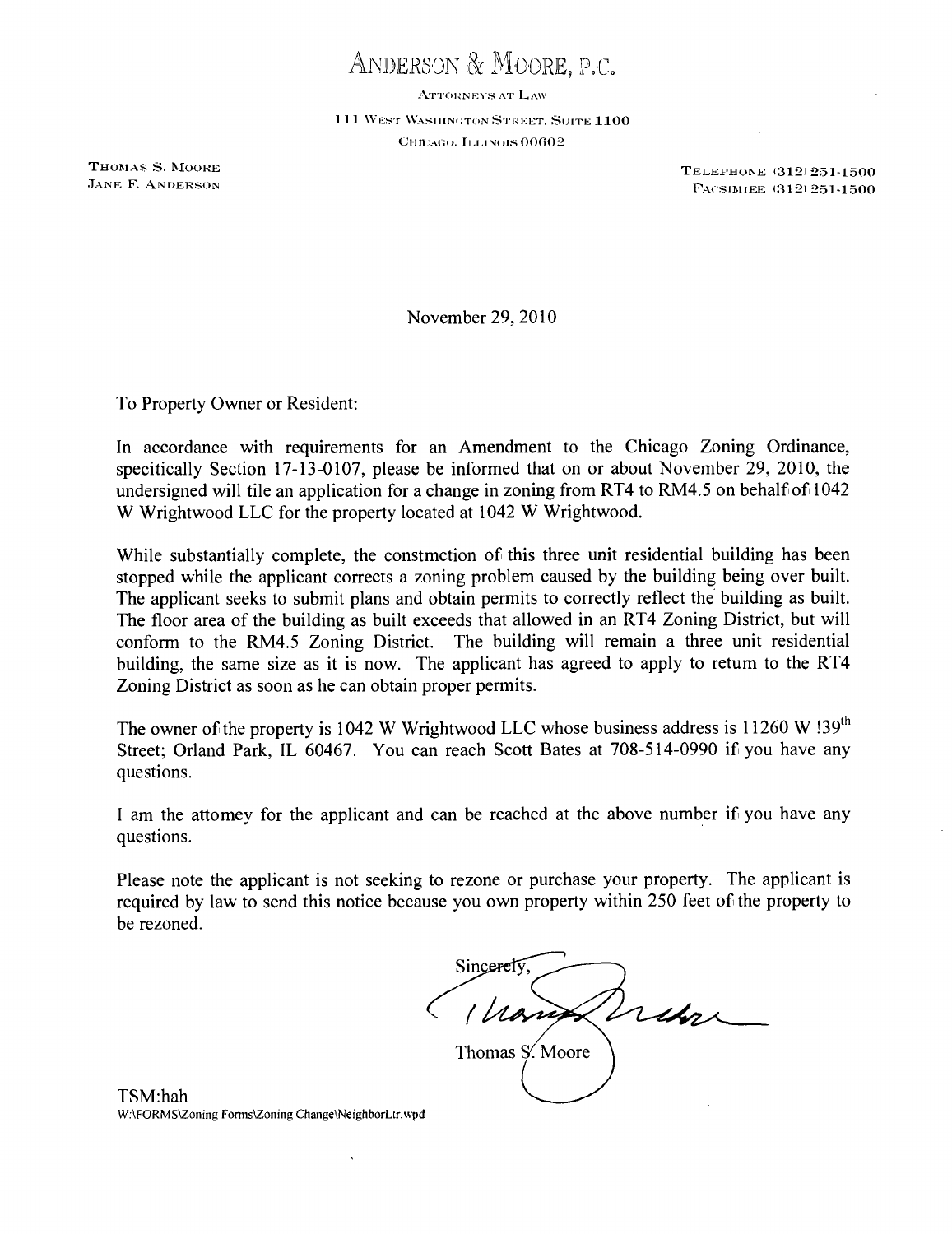# ANDERSON & MOORE, P.C.

ATTORNEYS AT LAW

111 WEST WASHINGTON STREET, SUITE 1100

CHICAGO, ILLINOIS 00602

THOMAS S. MOORE
JANE F. ANDERSON

TELEPHONE (312) 251-1500
FACSIMIEE (312) 251-1500

November 29, 2010

To Property Owner or Resident:

In accordance with requirements for an Amendment to the Chicago Zoning Ordinance, specitically Section 17-13-0107, please be informed that on or about November 29, 2010, the undersigned will tile an application for a change in zoning from RT4 to RM4.5 on behalf of 1042 W Wrightwood LLC for the property located at 1042 W Wrightwood.

While substantially complete, the constmction of this three unit residential building has been stopped while the applicant corrects a zoning problem caused by the building being over built. The applicant seeks to submit plans and obtain permits to correctly reflect the building as built. The floor area of the building as built exceeds that allowed in an RT4 Zoning District, but will conform to the RM4.5 Zoning District. The building will remain a three unit residential building, the same size as it is now. The applicant has agreed to apply to retum to the RT4 Zoning District as soon as he can obtain proper permits.

The owner of the property is 1042 W Wrightwood LLC whose business address is 11260 W !39th Street; Orland Park, IL 60467. You can reach Scott Bates at 708-514-0990 if you have any questions.

I am the attomey for the applicant and can be reached at the above number if you have any questions.

Please note the applicant is not seeking to rezone or purchase your property. The applicant is required by law to send this notice because you own property within 250 feet of the property to be rezoned.

Sincerely,

Thomas S. Moore

TSM:hah
W:\FORMS\Zoning Forms\Zoning Change\NeighborLtr.wpd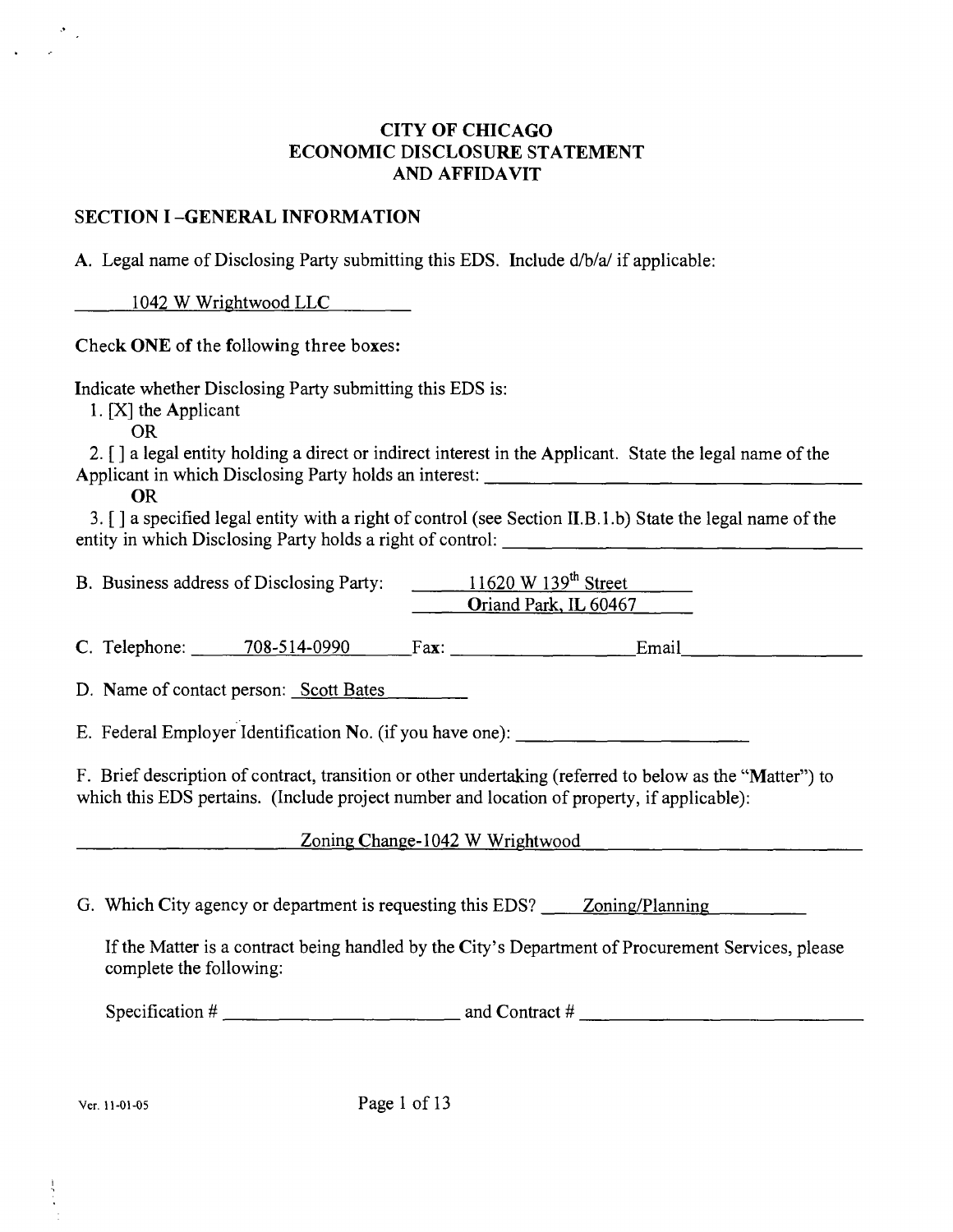# CITY OF CHICAGO
# ECONOMIC DISCLOSURE STATEMENT
# AND AFFIDAVIT

## SECTION I -GENERAL INFORMATION

A. Legal name of Disclosing Party submitting this EDS. Include d/b/a/ if applicable:

1042 W Wrightwood LLC

**Check ONE of the following three boxes:**

Indicate whether Disclosing Party submitting this EDS is:

1. [X] the Applicant

   OR

2. [ ] a legal entity holding a direct or indirect interest in the Applicant. State the legal name of the Applicant in which Disclosing Party holds an interest: ____________________

   OR

3. [ ] a specified legal entity with a right of control (see Section II.B.1.b) State the legal name of the entity in which Disclosing Party holds a right of control: ____________________

B. Business address of Disclosing Party: 11620 W 139th Street
Oriand Park, IL 60467

C. Telephone: 708-514-0990 Fax: __________ Email __________

D. Name of contact person: Scott Bates

E. Federal Employer Identification No. (if you have one): ____________________

F. Brief description of contract, transition or other undertaking (referred to below as the "Matter") to which this EDS pertains. (Include project number and location of property, if applicable):

Zoning Change-1042 W Wrightwood

G. Which City agency or department is requesting this EDS? Zoning/Planning

If the Matter is a contract being handled by the City's Department of Procurement Services, please complete the following:

Specification # ____________________ and Contract # ____________________

Ver. 11-01-05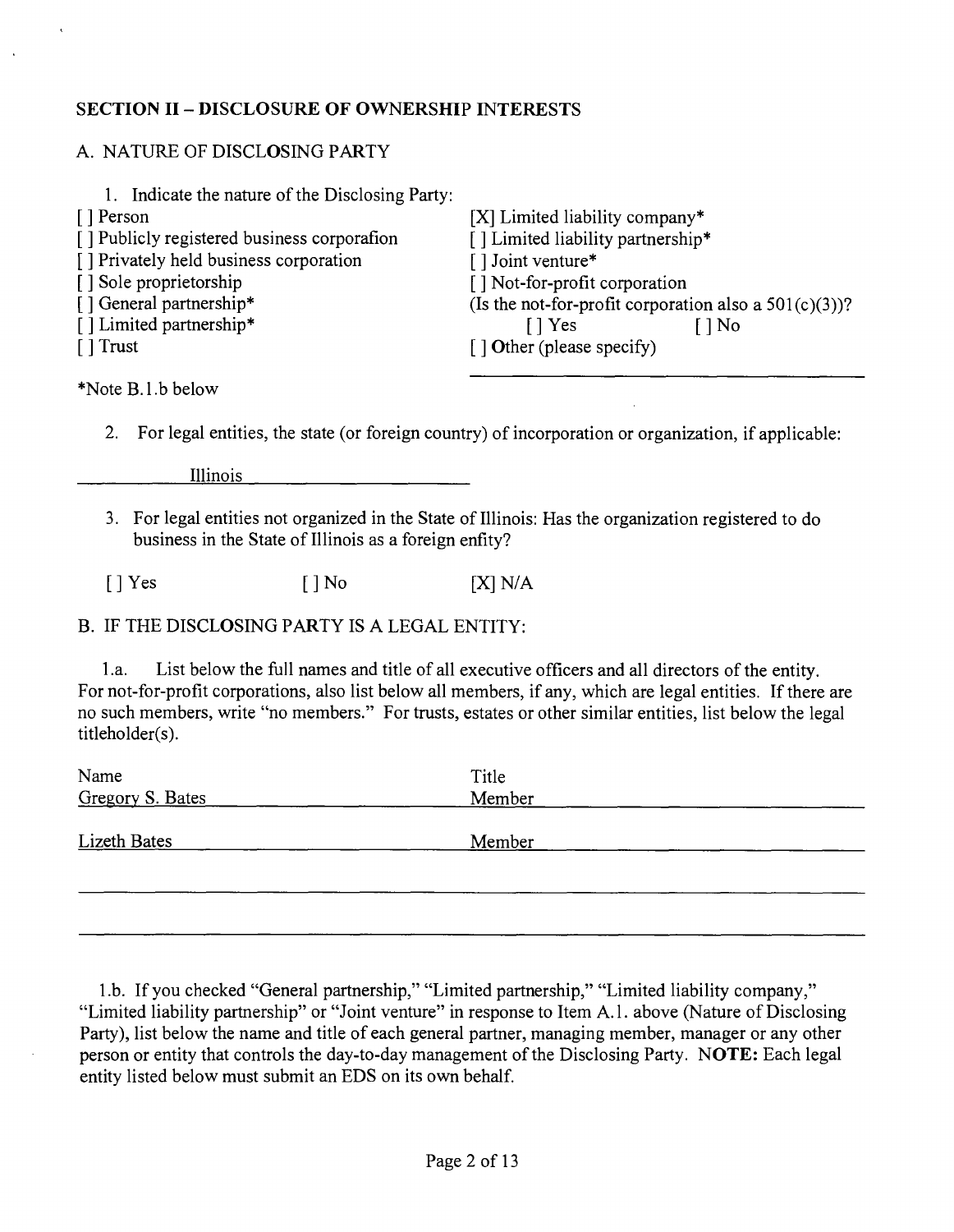## SECTION II – DISCLOSURE OF OWNERSHIP INTERESTS

### A. NATURE OF DISCLOSING PARTY

1. Indicate the nature of the Disclosing Party:

[ ] Person
[ ] Publicly registered business corporafion
[ ] Privately held business corporation
[ ] Sole proprietorship
[ ] General partnership*
[ ] Limited partnership*
[ ] Trust
[X] Limited liability company*
[ ] Limited liability partnership*
[ ] Joint venture*
[ ] Not-for-profit corporation
(Is the not-for-profit corporation also a 501(c)(3))?
[ ] Yes [ ] No
[ ] Other (please specify)

*Note B.1.b below

2. For legal entities, the state (or foreign country) of incorporation or organization, if applicable:

Illinois

3. For legal entities not organized in the State of Illinois: Has the organization registered to do business in the State of Illinois as a foreign enfity?

[ ] Yes [ ] No [X] N/A

### B. IF THE DISCLOSING PARTY IS A LEGAL ENTITY:

1.a. List below the full names and title of all executive officers and all directors of the entity. For not-for-profit corporations, also list below all members, if any, which are legal entities. If there are no such members, write "no members." For trusts, estates or other similar entities, list below the legal titleholder(s).

| Name | Title |
| --- | --- |
| Gregory S. Bates | Member |
| Lizeth Bates | Member |

1.b. If you checked "General partnership," "Limited partnership," "Limited liability company," "Limited liability partnership" or "Joint venture" in response to Item A.1. above (Nature of Disclosing Party), list below the name and title of each general partner, managing member, manager or any other person or entity that controls the day-to-day management of the Disclosing Party. **NOTE:** Each legal entity listed below must submit an EDS on its own behalf.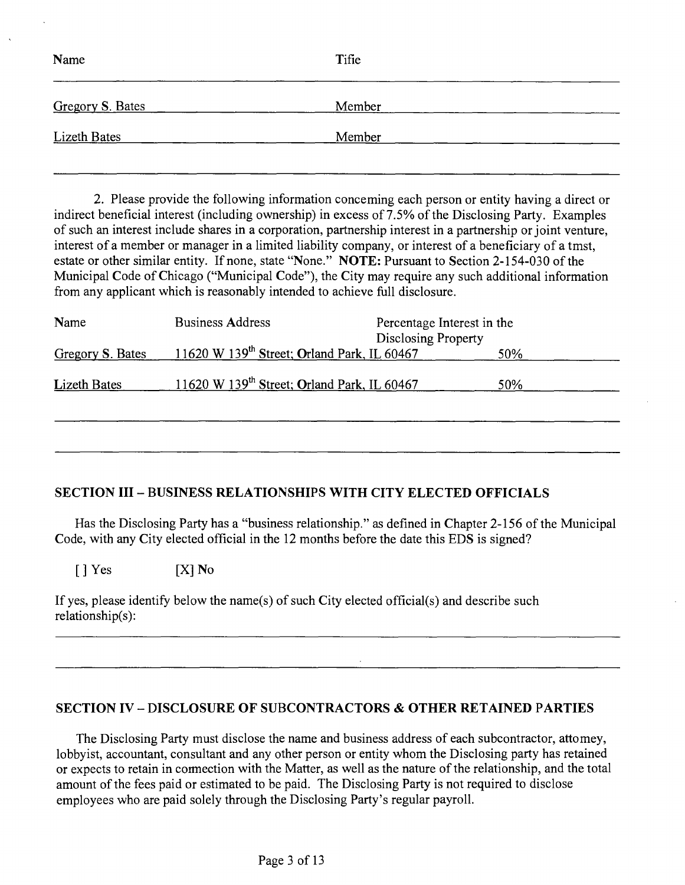| Name | Tifie |
|---|---|
| Gregory S. Bates | Member |
| Lizeth Bates | Member |

2. Please provide the following information conceming each person or entity having a direct or indirect beneficial interest (including ownership) in excess of 7.5% of the Disclosing Party. Examples of such an interest include shares in a corporation, partnership interest in a partnership or joint venture, interest of a member or manager in a limited liability company, or interest of a beneficiary of a tmst, estate or other similar entity. If none, state "None." **NOTE:** Pursuant to Section 2-154-030 of the Municipal Code of Chicago ("Municipal Code"), the City may require any such additional information from any applicant which is reasonably intended to achieve full disclosure.

| Name | Business Address | Percentage Interest in the Disclosing Property |
|---|---|---|
| Gregory S. Bates | 11620 W 139th Street; Orland Park, IL 60467 | 50% |
| Lizeth Bates | 11620 W 139th Street; Orland Park, IL 60467 | 50% |

## SECTION III – BUSINESS RELATIONSHIPS WITH CITY ELECTED OFFICIALS

Has the Disclosing Party has a "business relationship." as defined in Chapter 2-156 of the Municipal Code, with any City elected official in the 12 months before the date this EDS is signed?

[ ] Yes [X] No

If yes, please identify below the name(s) of such City elected official(s) and describe such relationship(s):

## SECTION IV – DISCLOSURE OF SUBCONTRACTORS & OTHER RETAINED PARTIES

The Disclosing Party must disclose the name and business address of each subcontractor, attomey, lobbyist, accountant, consultant and any other person or entity whom the Disclosing party has retained or expects to retain in comection with the Matter, as well as the nature of the relationship, and the total amount of the fees paid or estimated to be paid. The Disclosing Party is not required to disclose employees who are paid solely through the Disclosing Party's regular payroll.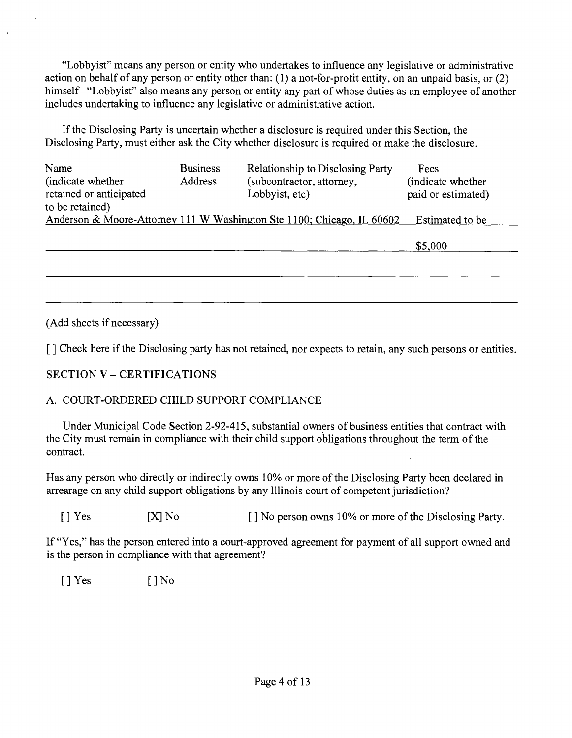"Lobbyist" means any person or entity who undertakes to influence any legislative or administrative action on behalf of any person or entity other than: (1) a not-for-protit entity, on an unpaid basis, or (2) himself "Lobbyist" also means any person or entity any part of whose duties as an employee of another includes undertaking to influence any legislative or administrative action.

If the Disclosing Party is uncertain whether a disclosure is required under this Section, the Disclosing Party, must either ask the City whether disclosure is required or make the disclosure.

| Name (indicate whether retained or anticipated to be retained) | Business Address | Relationship to Disclosing Party (subcontractor, attorney, Lobbyist, etc) | Fees (indicate whether paid or estimated) |
|---|---|---|---|
| Anderson & Moore-Attomey | 111 W Washington Ste 1100; Chicago, IL 60602 | | Estimated to be $5,000 |
| | | | |
| | | | |

(Add sheets if necessary)

[ ] Check here if the Disclosing party has not retained, nor expects to retain, any such persons or entities.

## SECTION V – CERTIFICATIONS

### A. COURT-ORDERED CHILD SUPPORT COMPLIANCE

Under Municipal Code Section 2-92-415, substantial owners of business entities that contract with the City must remain in compliance with their child support obligations throughout the term of the contract.

Has any person who directly or indirectly owns 10% or more of the Disclosing Party been declared in arrearage on any child support obligations by any Illinois court of competent jurisdiction?

[ ] Yes [X] No [ ] No person owns 10% or more of the Disclosing Party.

If "Yes," has the person entered into a court-approved agreement for payment of all support owned and is the person in compliance with that agreement?

[ ] Yes [ ] No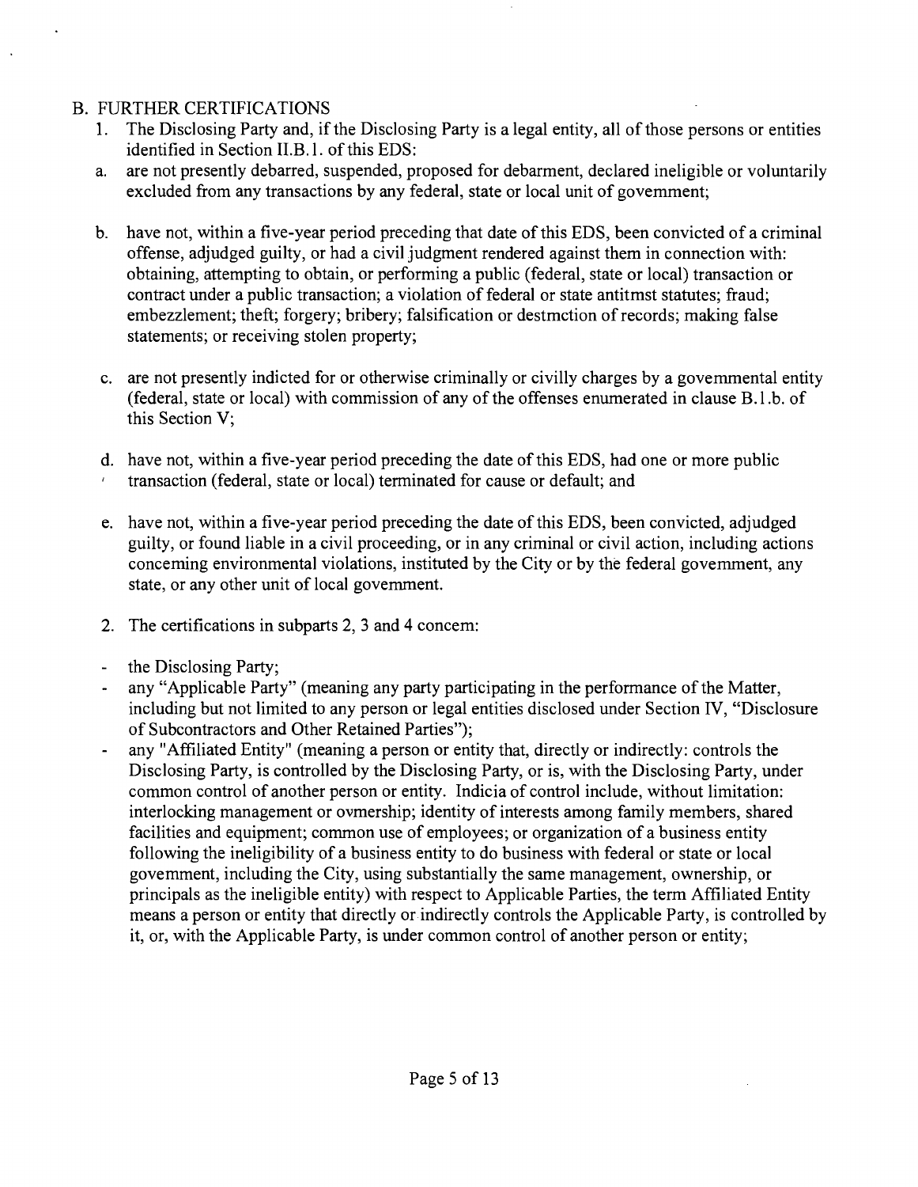## B. FURTHER CERTIFICATIONS

1. The Disclosing Party and, if the Disclosing Party is a legal entity, all of those persons or entities identified in Section II.B.1. of this EDS:

   a. are not presently debarred, suspended, proposed for debarment, declared ineligible or voluntarily excluded from any transactions by any federal, state or local unit of govemment;

   b. have not, within a five-year period preceding that date of this EDS, been convicted of a criminal offense, adjudged guilty, or had a civil judgment rendered against them in connection with: obtaining, attempting to obtain, or performing a public (federal, state or local) transaction or contract under a public transaction; a violation of federal or state antitmst statutes; fraud; embezzlement; theft; forgery; bribery; falsification or destmction of records; making false statements; or receiving stolen property;

   c. are not presently indicted for or otherwise criminally or civilly charges by a govemmental entity (federal, state or local) with commission of any of the offenses enumerated in clause B.1.b. of this Section V;

   d. have not, within a five-year period preceding the date of this EDS, had one or more public transaction (federal, state or local) terminated for cause or default; and

   e. have not, within a five-year period preceding the date of this EDS, been convicted, adjudged guilty, or found liable in a civil proceeding, or in any criminal or civil action, including actions conceming environmental violations, instituted by the City or by the federal govemment, any state, or any other unit of local govemment.

2. The certifications in subparts 2, 3 and 4 concem:

- the Disclosing Party;
- any "Applicable Party" (meaning any party participating in the performance of the Matter, including but not limited to any person or legal entities disclosed under Section IV, "Disclosure of Subcontractors and Other Retained Parties");
- any "Affiliated Entity" (meaning a person or entity that, directly or indirectly: controls the Disclosing Party, is controlled by the Disclosing Party, or is, with the Disclosing Party, under common control of another person or entity. Indicia of control include, without limitation: interlocking management or ovmership; identity of interests among family members, shared facilities and equipment; common use of employees; or organization of a business entity following the ineligibility of a business entity to do business with federal or state or local govemment, including the City, using substantially the same management, ownership, or principals as the ineligible entity) with respect to Applicable Parties, the term Affiliated Entity means a person or entity that directly or indirectly controls the Applicable Party, is controlled by it, or, with the Applicable Party, is under common control of another person or entity;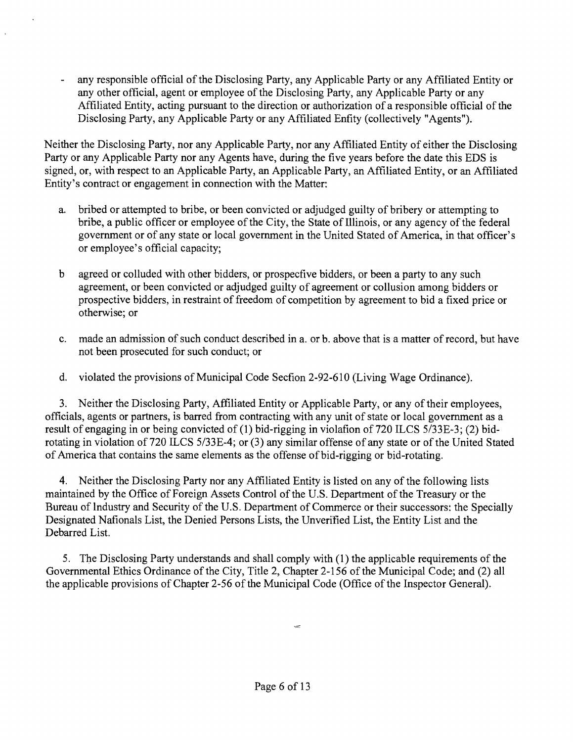- any responsible official of the Disclosing Party, any Applicable Party or any Affiliated Entity or any other official, agent or employee of the Disclosing Party, any Applicable Party or any Affiliated Entity, acting pursuant to the direction or authorization of a responsible official of the Disclosing Party, any Applicable Party or any Affiliated Enfity (collectively "Agents").

Neither the Disclosing Party, nor any Applicable Party, nor any Affiliated Entity of either the Disclosing Party or any Applicable Party nor any Agents have, during the five years before the date this EDS is signed, or, with respect to an Applicable Party, an Applicable Party, an Affiliated Entity, or an Affiliated Entity's contract or engagement in connection with the Matter:

a. bribed or attempted to bribe, or been convicted or adjudged guilty of bribery or attempting to bribe, a public officer or employee of the City, the State of Illinois, or any agency of the federal government or of any state or local government in the United Stated of America, in that officer's or employee's official capacity;

b agreed or colluded with other bidders, or prospecfive bidders, or been a party to any such agreement, or been convicted or adjudged guilty of agreement or collusion among bidders or prospective bidders, in restraint of freedom of competition by agreement to bid a fixed price or otherwise; or

c. made an admission of such conduct described in a. or b. above that is a matter of record, but have not been prosecuted for such conduct; or

d. violated the provisions of Municipal Code Secfion 2-92-610 (Living Wage Ordinance).

3. Neither the Disclosing Party, Affiliated Entity or Applicable Party, or any of their employees, officials, agents or partners, is barred from contracting with any unit of state or local government as a result of engaging in or being convicted of (1) bid-rigging in violafion of 720 ILCS 5/33E-3; (2) bid-rotating in violation of 720 ILCS 5/33E-4; or (3) any similar offense of any state or of the United Stated of America that contains the same elements as the offense of bid-rigging or bid-rotating.

4. Neither the Disclosing Party nor any Affiliated Entity is listed on any of the following lists maintained by the Office of Foreign Assets Control of the U.S. Department of the Treasury or the Bureau of Industry and Security of the U.S. Department of Commerce or their successors: the Specially Designated Nafionals List, the Denied Persons Lists, the Unverified List, the Entity List and the Debarred List.

5. The Disclosing Party understands and shall comply with (1) the applicable requirements of the Governmental Ethics Ordinance of the City, Title 2, Chapter 2-156 of the Municipal Code; and (2) all the applicable provisions of Chapter 2-56 of the Municipal Code (Office of the Inspector General).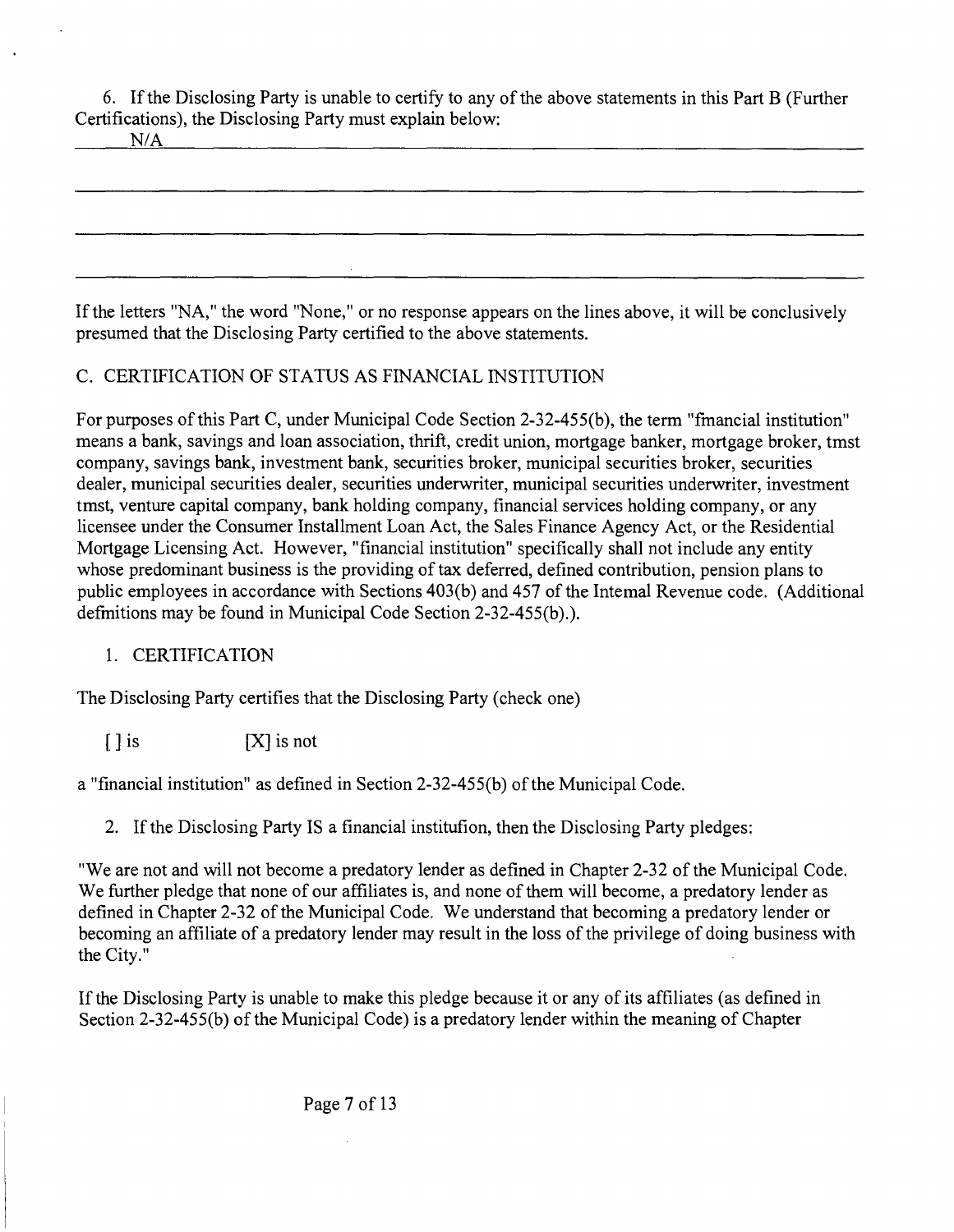6. If the Disclosing Party is unable to certify to any of the above statements in this Part B (Further Certifications), the Disclosing Party must explain below:

N/A

If the letters "NA," the word "None," or no response appears on the lines above, it will be conclusively presumed that the Disclosing Party certified to the above statements.

C. CERTIFICATION OF STATUS AS FINANCIAL INSTITUTION

For purposes of this Part C, under Municipal Code Section 2-32-455(b), the term "fmancial institution" means a bank, savings and loan association, thrift, credit union, mortgage banker, mortgage broker, tmst company, savings bank, investment bank, securities broker, municipal securities broker, securities dealer, municipal securities dealer, securities underwriter, municipal securities underwriter, investment tmst, venture capital company, bank holding company, financial services holding company, or any licensee under the Consumer Installment Loan Act, the Sales Finance Agency Act, or the Residential Mortgage Licensing Act. However, "financial institution" specifically shall not include any entity whose predominant business is the providing of tax deferred, defined contribution, pension plans to public employees in accordance with Sections 403(b) and 457 of the Intemal Revenue code. (Additional defmitions may be found in Municipal Code Section 2-32-455(b).).

1. CERTIFICATION

The Disclosing Party certifies that the Disclosing Party (check one)

[ ] is [X] is not

a "financial institution" as defined in Section 2-32-455(b) of the Municipal Code.

2. If the Disclosing Party IS a financial institufion, then the Disclosing Party pledges:

"We are not and will not become a predatory lender as defined in Chapter 2-32 of the Municipal Code. We further pledge that none of our affiliates is, and none of them will become, a predatory lender as defined in Chapter 2-32 of the Municipal Code. We understand that becoming a predatory lender or becoming an affiliate of a predatory lender may result in the loss of the privilege of doing business with the City."

If the Disclosing Party is unable to make this pledge because it or any of its affiliates (as defined in Section 2-32-455(b) of the Municipal Code) is a predatory lender within the meaning of Chapter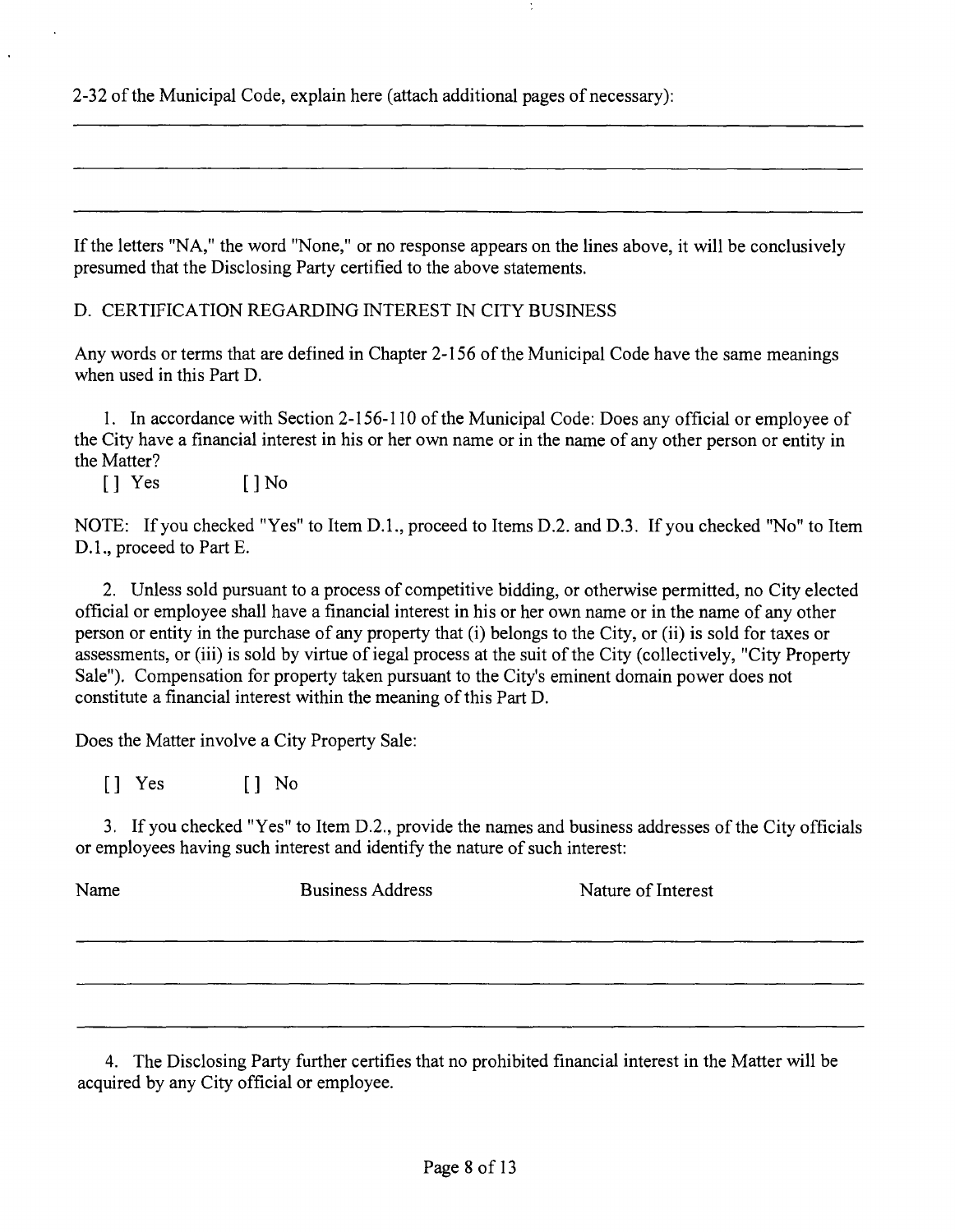2-32 of the Municipal Code, explain here (attach additional pages of necessary):

If the letters "NA," the word "None," or no response appears on the lines above, it will be conclusively presumed that the Disclosing Party certified to the above statements.

D. CERTIFICATION REGARDING INTEREST IN CITY BUSINESS

Any words or terms that are defined in Chapter 2-156 of the Municipal Code have the same meanings when used in this Part D.

1. In accordance with Section 2-156-110 of the Municipal Code: Does any official or employee of the City have a financial interest in his or her own name or in the name of any other person or entity in the Matter?

[] Yes [] No

NOTE: If you checked "Yes" to Item D.1., proceed to Items D.2. and D.3. If you checked "No" to Item D.1., proceed to Part E.

2. Unless sold pursuant to a process of competitive bidding, or otherwise permitted, no City elected official or employee shall have a financial interest in his or her own name or in the name of any other person or entity in the purchase of any property that (i) belongs to the City, or (ii) is sold for taxes or assessments, or (iii) is sold by virtue of iegal process at the suit of the City (collectively, "City Property Sale"). Compensation for property taken pursuant to the City's eminent domain power does not constitute a financial interest within the meaning of this Part D.

Does the Matter involve a City Property Sale:

[] Yes [] No

3. If you checked "Yes" to Item D.2., provide the names and business addresses of the City officials or employees having such interest and identify the nature of such interest:

| Name | Business Address | Nature of Interest |
|---|---|---|
| | | |
| | | |
| | | |

4. The Disclosing Party further certifies that no prohibited financial interest in the Matter will be acquired by any City official or employee.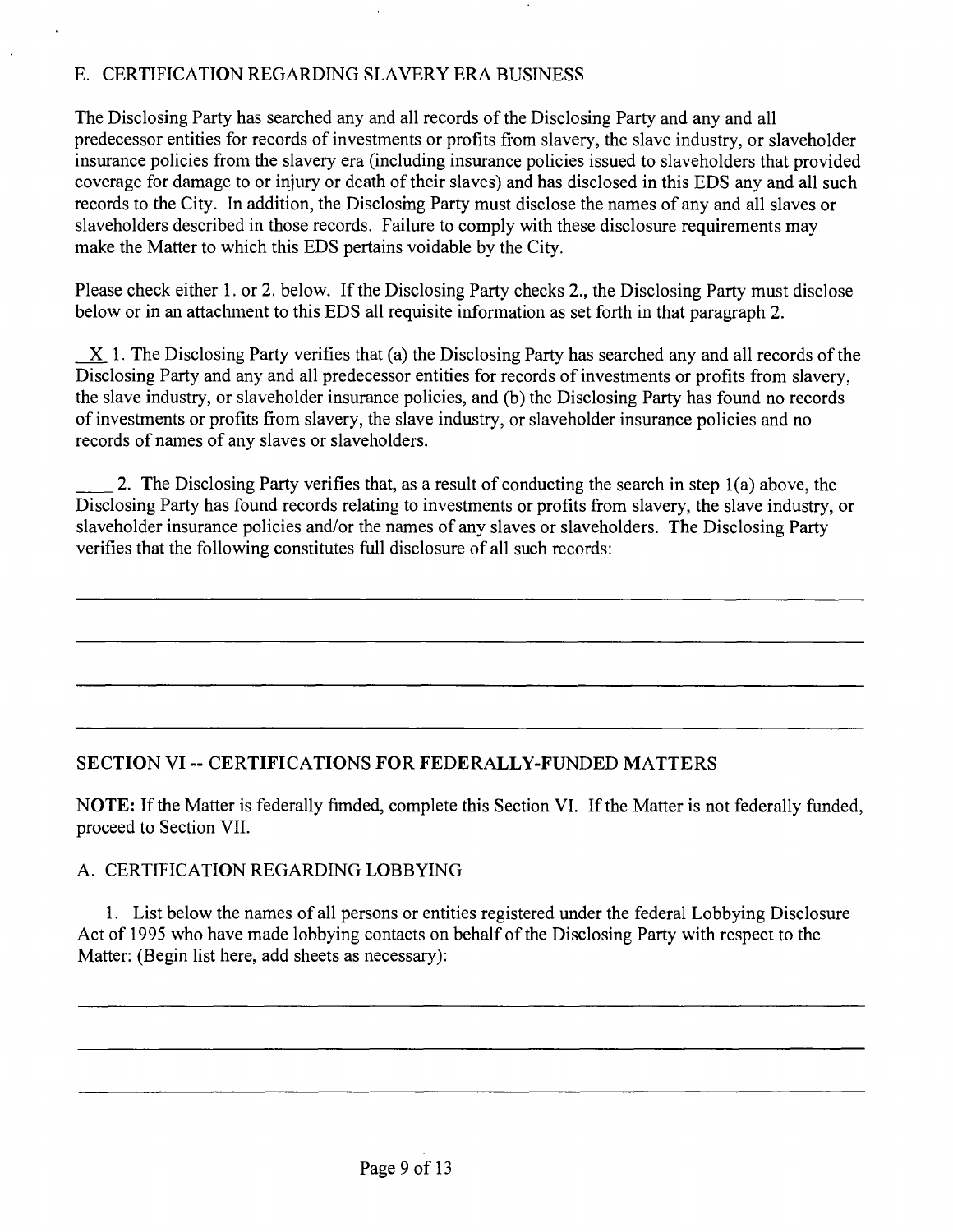### E. CERTIFICATION REGARDING SLAVERY ERA BUSINESS

The Disclosing Party has searched any and all records of the Disclosing Party and any and all predecessor entities for records of investments or profits from slavery, the slave industry, or slaveholder insurance policies from the slavery era (including insurance policies issued to slaveholders that provided coverage for damage to or injury or death of their slaves) and has disclosed in this EDS any and all such records to the City. In addition, the Disclosing Party must disclose the names of any and all slaves or slaveholders described in those records. Failure to comply with these disclosure requirements may make the Matter to which this EDS pertains voidable by the City.

Please check either 1. or 2. below. If the Disclosing Party checks 2., the Disclosing Party must disclose below or in an attachment to this EDS all requisite information as set forth in that paragraph 2.

_X_ 1. The Disclosing Party verifies that (a) the Disclosing Party has searched any and all records of the Disclosing Party and any and all predecessor entities for records of investments or profits from slavery, the slave industry, or slaveholder insurance policies, and (b) the Disclosing Party has found no records of investments or profits from slavery, the slave industry, or slaveholder insurance policies and no records of names of any slaves or slaveholders.

____ 2. The Disclosing Party verifies that, as a result of conducting the search in step 1(a) above, the Disclosing Party has found records relating to investments or profits from slavery, the slave industry, or slaveholder insurance policies and/or the names of any slaves or slaveholders. The Disclosing Party verifies that the following constitutes full disclosure of all such records:

______________________________________________________________________________

______________________________________________________________________________

______________________________________________________________________________

______________________________________________________________________________

## SECTION VI -- CERTIFICATIONS FOR FEDERALLY-FUNDED MATTERS

**NOTE:** If the Matter is federally fimded, complete this Section VI. If the Matter is not federally funded, proceed to Section VII.

### A. CERTIFICATION REGARDING LOBBYING

1. List below the names of all persons or entities registered under the federal Lobbying Disclosure Act of 1995 who have made lobbying contacts on behalf of the Disclosing Party with respect to the Matter: (Begin list here, add sheets as necessary):

______________________________________________________________________________

______________________________________________________________________________

______________________________________________________________________________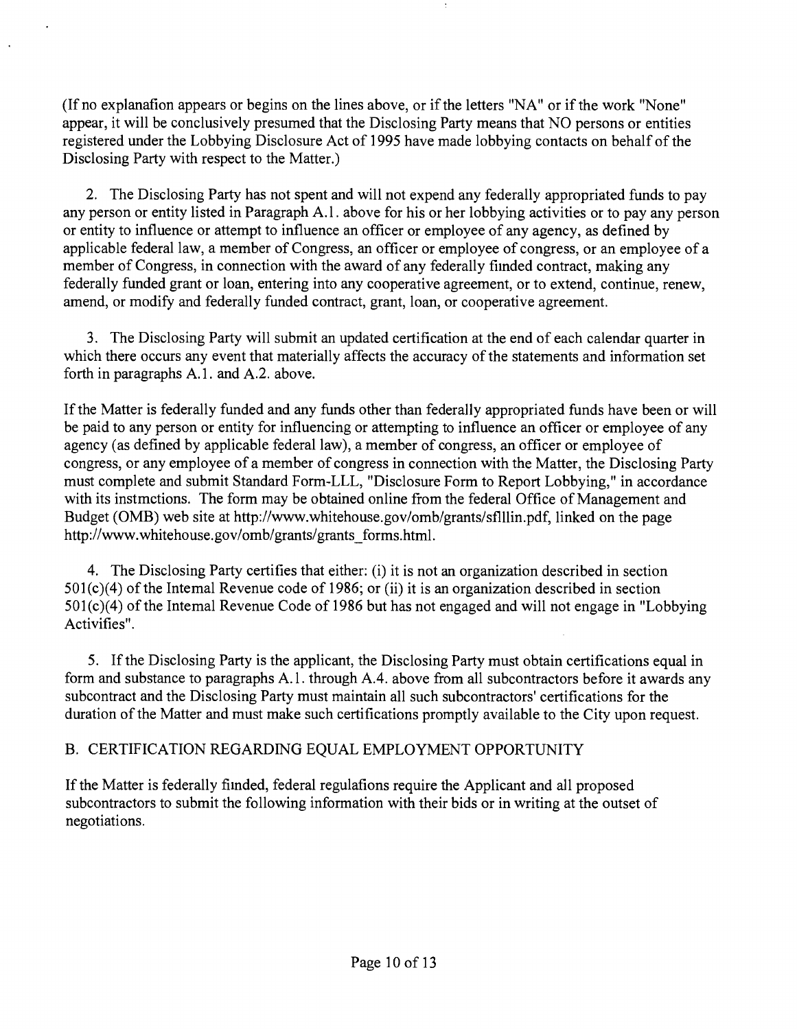(If no explanafion appears or begins on the lines above, or if the letters "NA" or if the work "None" appear, it will be conclusively presumed that the Disclosing Party means that NO persons or entities registered under the Lobbying Disclosure Act of 1995 have made lobbying contacts on behalf of the Disclosing Party with respect to the Matter.)

2. The Disclosing Party has not spent and will not expend any federally appropriated funds to pay any person or entity listed in Paragraph A.1. above for his or her lobbying activities or to pay any person or entity to influence or attempt to influence an officer or employee of any agency, as defined by applicable federal law, a member of Congress, an officer or employee of congress, or an employee of a member of Congress, in connection with the award of any federally fimded contract, making any federally funded grant or loan, entering into any cooperative agreement, or to extend, continue, renew, amend, or modify and federally funded contract, grant, loan, or cooperative agreement.

3. The Disclosing Party will submit an updated certification at the end of each calendar quarter in which there occurs any event that materially affects the accuracy of the statements and information set forth in paragraphs A.1. and A.2. above.

If the Matter is federally funded and any funds other than federally appropriated funds have been or will be paid to any person or entity for influencing or attempting to influence an officer or employee of any agency (as defined by applicable federal law), a member of congress, an officer or employee of congress, or any employee of a member of congress in connection with the Matter, the Disclosing Party must complete and submit Standard Form-LLL, "Disclosure Form to Report Lobbying," in accordance with its instmctions. The form may be obtained online from the federal Office of Management and Budget (OMB) web site at http://www.whitehouse.gov/omb/grants/sflllin.pdf, linked on the page http://www.whitehouse.gov/omb/grants/grants_forms.html.

4. The Disclosing Party certifies that either: (i) it is not an organization described in section 501(c)(4) of the Intemal Revenue code of 1986; or (ii) it is an organization described in section 501(c)(4) of the Intemal Revenue Code of 1986 but has not engaged and will not engage in "Lobbying Activifies".

5. If the Disclosing Party is the applicant, the Disclosing Party must obtain certifications equal in form and substance to paragraphs A.1. through A.4. above from all subcontractors before it awards any subcontract and the Disclosing Party must maintain all such subcontractors' certifications for the duration of the Matter and must make such certifications promptly available to the City upon request.

B. CERTIFICATION REGARDING EQUAL EMPLOYMENT OPPORTUNITY

If the Matter is federally fimded, federal regulafions require the Applicant and all proposed subcontractors to submit the following information with their bids or in writing at the outset of negotiations.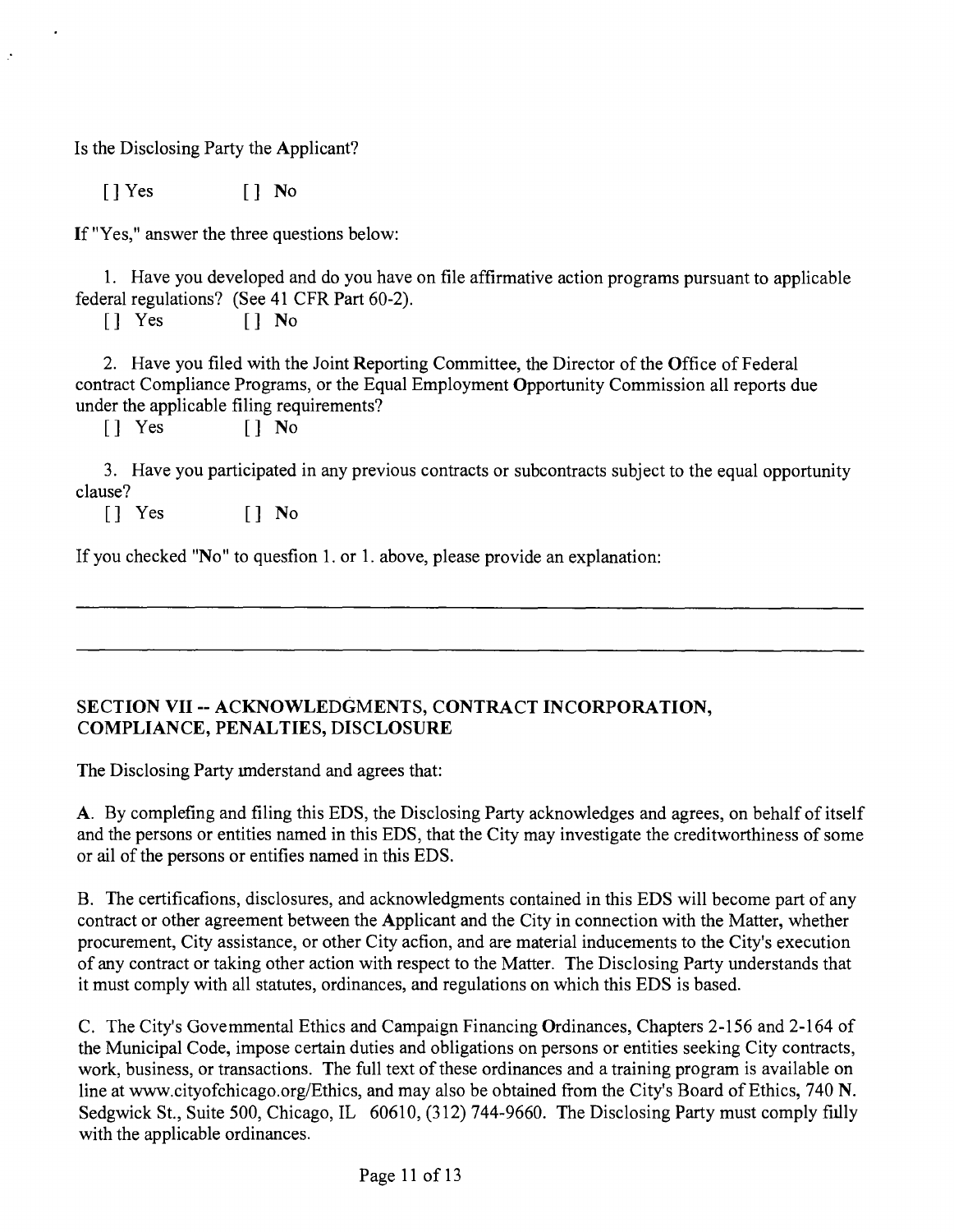Is the Disclosing Party the Applicant?

[] Yes [] No

If "Yes," answer the three questions below:

1. Have you developed and do you have on file affirmative action programs pursuant to applicable federal regulations? (See 41 CFR Part 60-2).

[] Yes [] No

2. Have you filed with the Joint Reporting Committee, the Director of the Office of Federal contract Compliance Programs, or the Equal Employment Opportunity Commission all reports due under the applicable filing requirements?

[] Yes [] No

3. Have you participated in any previous contracts or subcontracts subject to the equal opportunity clause?

[] Yes [] No

If you checked "No" to quesfion 1. or 1. above, please provide an explanation:

___

___

## SECTION VII -- ACKNOWLEDGMENTS, CONTRACT INCORPORATION, COMPLIANCE, PENALTIES, DISCLOSURE

The Disclosing Party imderstand and agrees that:

A. By complefing and filing this EDS, the Disclosing Party acknowledges and agrees, on behalf of itself and the persons or entities named in this EDS, that the City may investigate the creditworthiness of some or ail of the persons or entifies named in this EDS.

B. The certificafions, disclosures, and acknowledgments contained in this EDS will become part of any contract or other agreement between the Applicant and the City in connection with the Matter, whether procurement, City assistance, or other City acfion, and are material inducements to the City's execution of any contract or taking other action with respect to the Matter. The Disclosing Party understands that it must comply with all statutes, ordinances, and regulations on which this EDS is based.

C. The City's Govemmental Ethics and Campaign Financing Ordinances, Chapters 2-156 and 2-164 of the Municipal Code, impose certain duties and obligations on persons or entities seeking City contracts, work, business, or transactions. The full text of these ordinances and a training program is available on line at www.cityofchicago.org/Ethics, and may also be obtained from the City's Board of Ethics, 740 N. Sedgwick St., Suite 500, Chicago, IL 60610, (312) 744-9660. The Disclosing Party must comply fiilly with the applicable ordinances.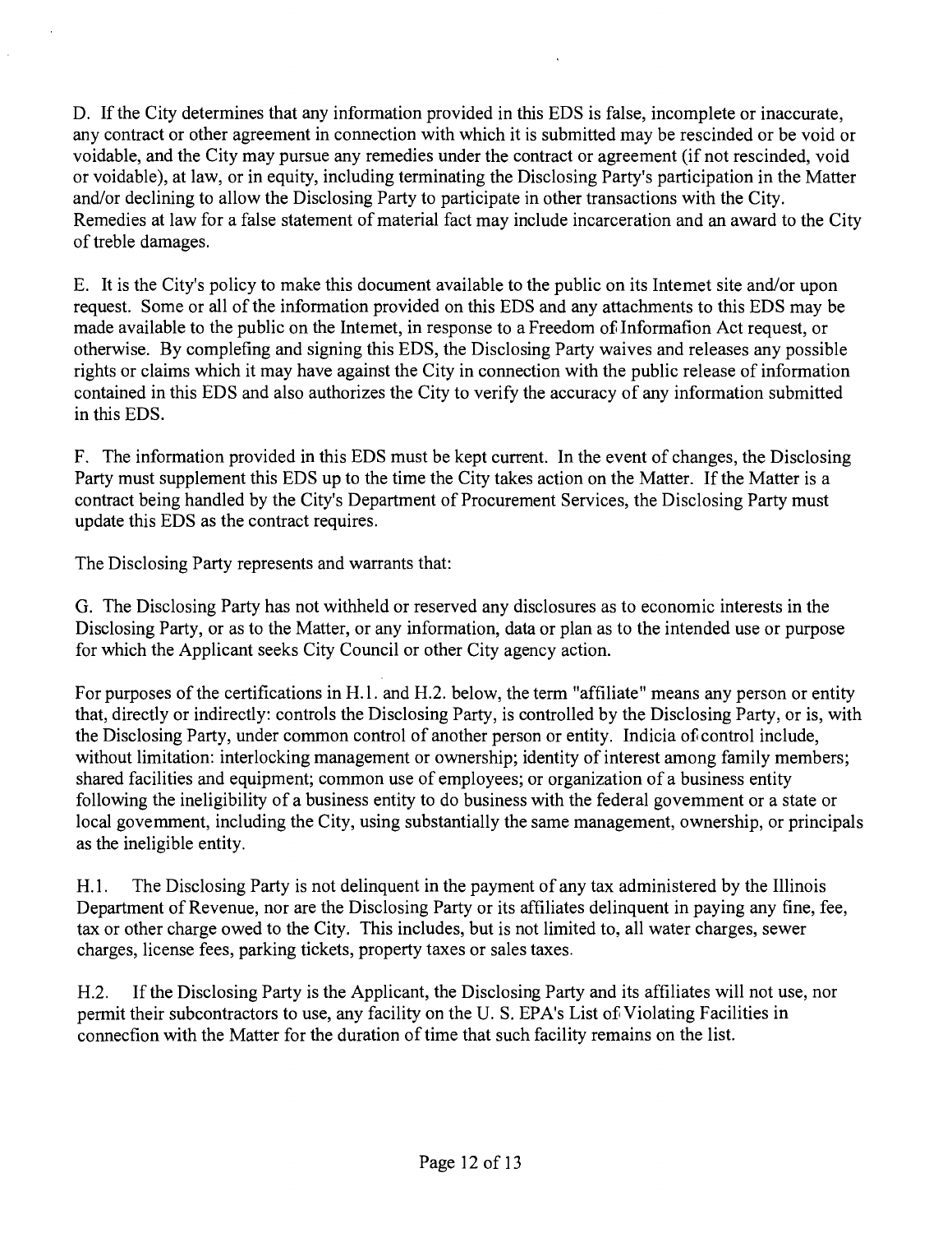D. If the City determines that any information provided in this EDS is false, incomplete or inaccurate, any contract or other agreement in connection with which it is submitted may be rescinded or be void or voidable, and the City may pursue any remedies under the contract or agreement (if not rescinded, void or voidable), at law, or in equity, including terminating the Disclosing Party's participation in the Matter and/or declining to allow the Disclosing Party to participate in other transactions with the City. Remedies at law for a false statement of material fact may include incarceration and an award to the City of treble damages.

E. It is the City's policy to make this document available to the public on its Intemet site and/or upon request. Some or all of the information provided on this EDS and any attachments to this EDS may be made available to the public on the Intemet, in response to a Freedom of Informafion Act request, or otherwise. By complefing and signing this EDS, the Disclosing Party waives and releases any possible rights or claims which it may have against the City in connection with the public release of information contained in this EDS and also authorizes the City to verify the accuracy of any information submitted in this EDS.

F. The information provided in this EDS must be kept current. In the event of changes, the Disclosing Party must supplement this EDS up to the time the City takes action on the Matter. If the Matter is a contract being handled by the City's Department of Procurement Services, the Disclosing Party must update this EDS as the contract requires.

The Disclosing Party represents and warrants that:

G. The Disclosing Party has not withheld or reserved any disclosures as to economic interests in the Disclosing Party, or as to the Matter, or any information, data or plan as to the intended use or purpose for which the Applicant seeks City Council or other City agency action.

For purposes of the certifications in H.1. and H.2. below, the term "affiliate" means any person or entity that, directly or indirectly: controls the Disclosing Party, is controlled by the Disclosing Party, or is, with the Disclosing Party, under common control of another person or entity. Indicia of control include, without limitation: interlocking management or ownership; identity of interest among family members; shared facilities and equipment; common use of employees; or organization of a business entity following the ineligibility of a business entity to do business with the federal govemment or a state or local govemment, including the City, using substantially the same management, ownership, or principals as the ineligible entity.

H.1. The Disclosing Party is not delinquent in the payment of any tax administered by the Illinois Department of Revenue, nor are the Disclosing Party or its affiliates delinquent in paying any fine, fee, tax or other charge owed to the City. This includes, but is not limited to, all water charges, sewer charges, license fees, parking tickets, property taxes or sales taxes.

H.2. If the Disclosing Party is the Applicant, the Disclosing Party and its affiliates will not use, nor permit their subcontractors to use, any facility on the U. S. EPA's List of Violating Facilities in connecfion with the Matter for the duration of time that such facility remains on the list.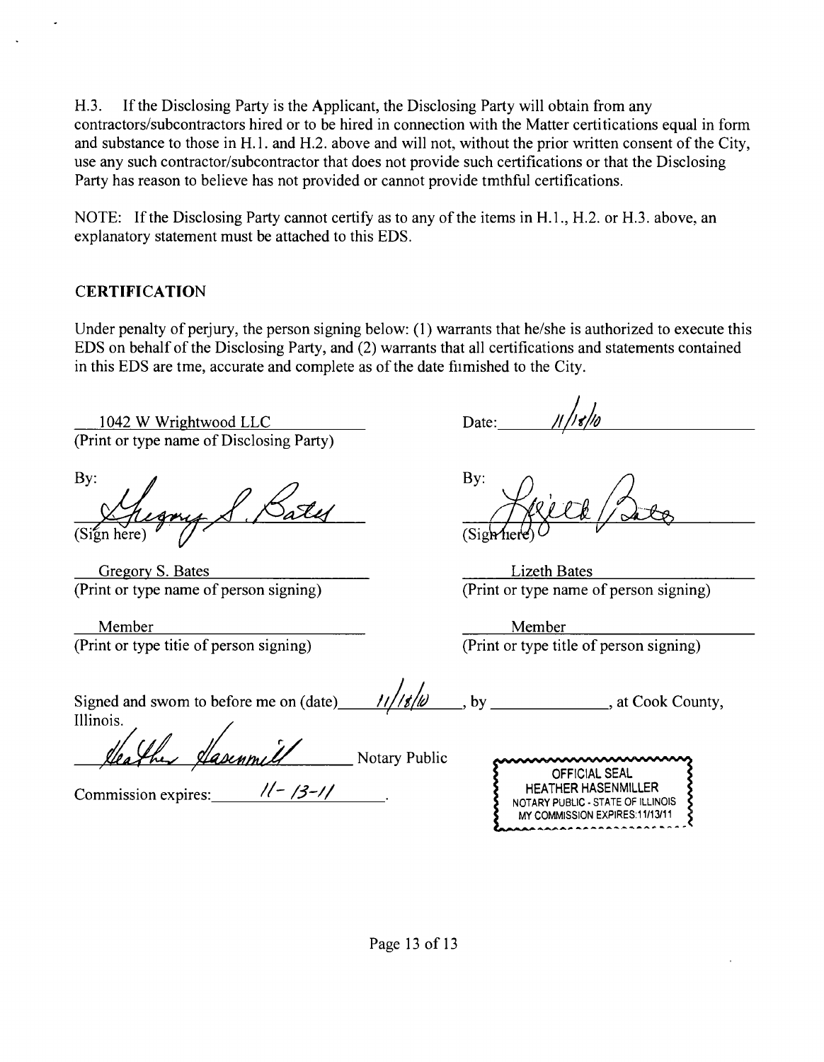H.3. If the Disclosing Party is the Applicant, the Disclosing Party will obtain from any contractors/subcontractors hired or to be hired in connection with the Matter certitications equal in form and substance to those in H.1. and H.2. above and will not, without the prior written consent of the City, use any such contractor/subcontractor that does not provide such certifications or that the Disclosing Party has reason to believe has not provided or cannot provide tmthful certifications.

NOTE: If the Disclosing Party cannot certify as to any of the items in H.1., H.2. or H.3. above, an explanatory statement must be attached to this EDS.

## CERTIFICATION

Under penalty of perjury, the person signing below: (1) warrants that he/she is authorized to execute this EDS on behalf of the Disclosing Party, and (2) warrants that all certifications and statements contained in this EDS are tme, accurate and complete as of the date fumished to the City.

1042 W Wrightwood LLC
(Print or type name of Disclosing Party)

Date: 11/18/10

By: *Gregory S. Bates*
(Sign here)

By: *Lizeth Bates*
(Sign here)

Gregory S. Bates
(Print or type name of person signing)

Lizeth Bates
(Print or type name of person signing)

Member
(Print or type titie of person signing)

Member
(Print or type title of person signing)

Signed and swom to before me on (date) 11/18/10, by \_\_\_\_\_\_\_\_\_\_\_\_, at Cook County, Illinois.

*Heather Hasenmiller* Notary Public

Commission expires: 11-13-11.

OFFICIAL SEAL
HEATHER HASENMILLER
NOTARY PUBLIC - STATE OF ILLINOIS
MY COMMISSION EXPIRES:11/13/11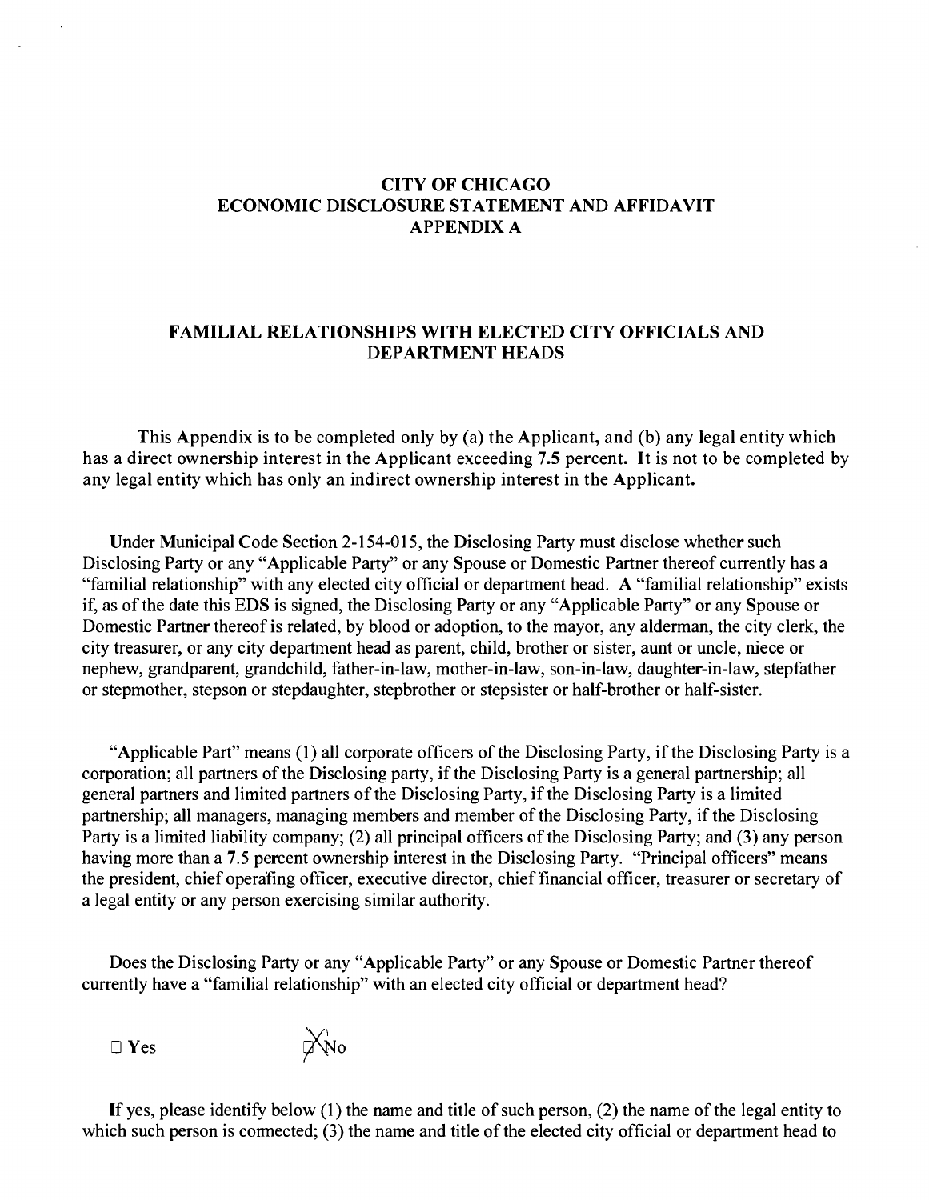# CITY OF CHICAGO
# ECONOMIC DISCLOSURE STATEMENT AND AFFIDAVIT
# APPENDIX A

## FAMILIAL RELATIONSHIPS WITH ELECTED CITY OFFICIALS AND DEPARTMENT HEADS

**This Appendix is to be completed only by (a) the Applicant, and (b) any legal entity which has a direct ownership interest in the Applicant exceeding 7.5 percent. It is not to be completed by any legal entity which has only an indirect ownership interest in the Applicant.**

Under Municipal Code Section 2-154-015, the Disclosing Party must disclose whether such Disclosing Party or any "Applicable Party" or any Spouse or Domestic Partner thereof currently has a "familial relationship" with any elected city official or department head. A "familial relationship" exists if, as of the date this EDS is signed, the Disclosing Party or any "Applicable Party" or any Spouse or Domestic Partner thereof is related, by blood or adoption, to the mayor, any alderman, the city clerk, the city treasurer, or any city department head as parent, child, brother or sister, aunt or uncle, niece or nephew, grandparent, grandchild, father-in-law, mother-in-law, son-in-law, daughter-in-law, stepfather or stepmother, stepson or stepdaughter, stepbrother or stepsister or half-brother or half-sister.

"Applicable Part" means (1) all corporate officers of the Disclosing Party, if the Disclosing Party is a corporation; all partners of the Disclosing party, if the Disclosing Party is a general partnership; all general partners and limited partners of the Disclosing Party, if the Disclosing Party is a limited partnership; all managers, managing members and member of the Disclosing Party, if the Disclosing Party is a limited liability company; (2) all principal officers of the Disclosing Party; and (3) any person having more than a 7.5 percent ownership interest in the Disclosing Party. "Principal officers" means the president, chief operating officer, executive director, chief financial officer, treasurer or secretary of a legal entity or any person exercising similar authority.

Does the Disclosing Party or any "Applicable Party" or any Spouse or Domestic Partner thereof currently have a "familial relationship" with an elected city official or department head?

☐ **Yes** ☒ No

If yes, please identify below (1) the name and title of such person, (2) the name of the legal entity to which such person is connected; (3) the name and title of the elected city official or department head to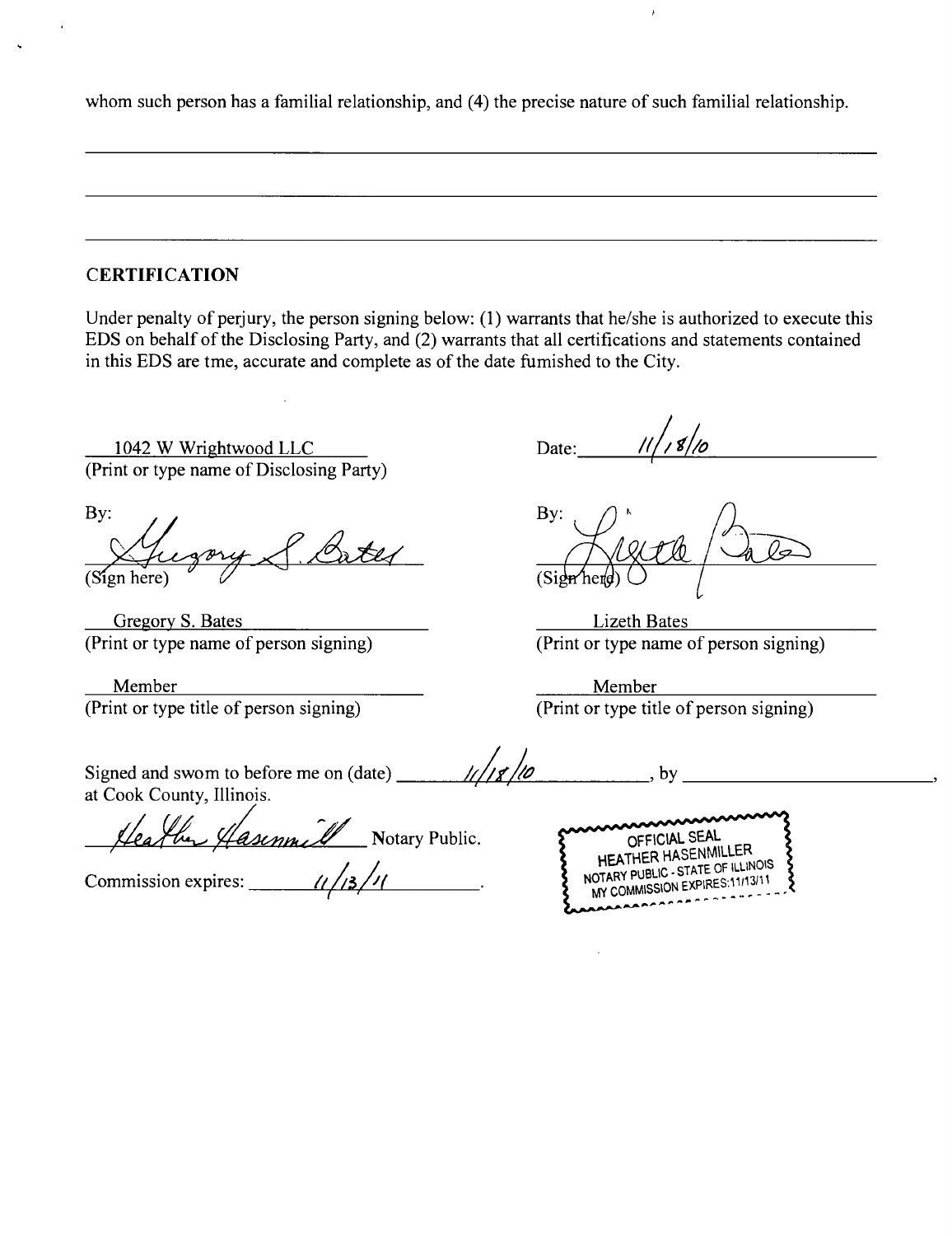whom such person has a familial relationship, and (4) the precise nature of such familial relationship.

---

---

---

## CERTIFICATION

Under penalty of perjury, the person signing below: (1) warrants that he/she is authorized to execute this EDS on behalf of the Disclosing Party, and (2) warrants that all certifications and statements contained in this EDS are tme, accurate and complete as of the date fumished to the City.

1042 W Wrightwood LLC
(Print or type name of Disclosing Party)

Date: 11/18/10

By: Gregory S. Bates
(Sign here)

By: Lizeth Bates
(Sign here)

Gregory S. Bates
(Print or type name of person signing)

Lizeth Bates
(Print or type name of person signing)

Member
(Print or type title of person signing)

Member
(Print or type title of person signing)

Signed and swom to before me on (date) 11/18/10, by ______________________,
at Cook County, Illinois.

Heather Hasenmiller Notary Public.

Commission expires: 11/13/11.

OFFICIAL SEAL
HEATHER HASENMILLER
NOTARY PUBLIC - STATE OF ILLINOIS
MY COMMISSION EXPIRES:11/13/11